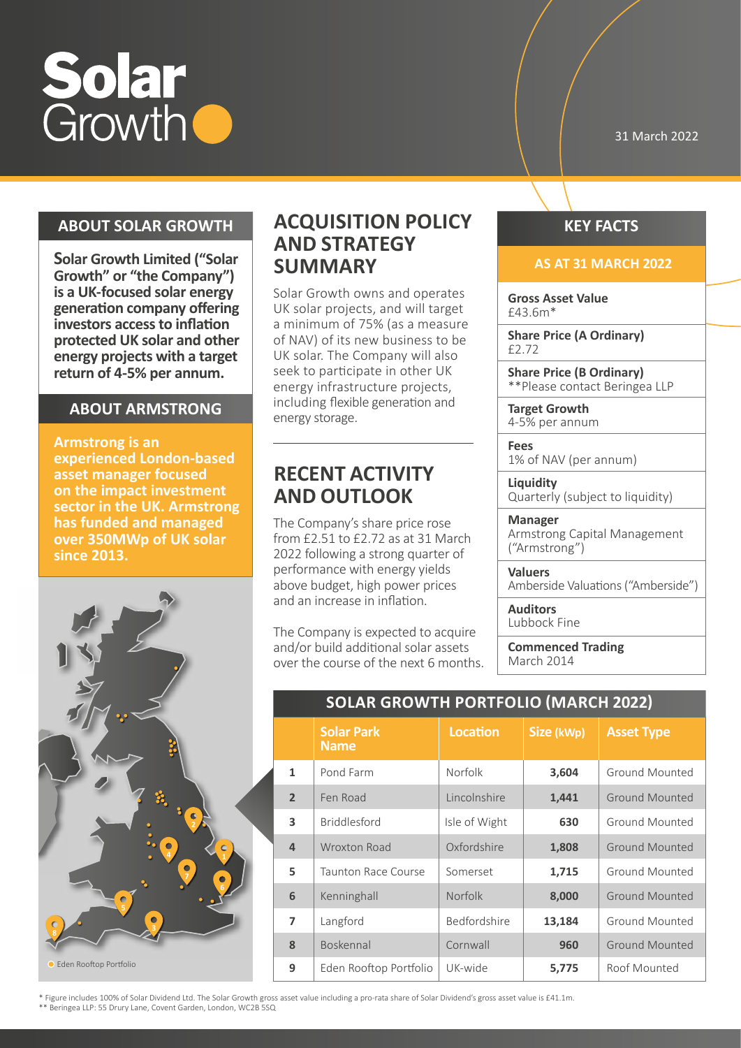# Solar Growth

31 March 2022

## ABOUT SOLAR GROWTH

**Solar Growth Limited ("Solar Growth" or "the Company") is a UK-focused solar energy generation company offering investors access to inflation protected UK solar and other energy projects with a target return of 4-5% per annum.**

## ABOUT ARMSTRONG

**Armstrong is an experienced London-based asset manager focused on the impact investment sector in the UK. Armstrong has funded and managed over 350MWp of UK solar since 2013.**

Eden Rooftop Portfolio

## ACQUISITION POLICY AND STRATEGY SUMMARY

Solar Growth owns and operates UK solar projects, and will target a minimum of 75% (as a measure of NAV) of its new business to be UK solar. The Company will also seek to participate in other UK energy infrastructure projects, including flexible generation and energy storage.

## RECENT ACTIVITY AND OUTLOOK

The Company's share price rose from £2.51 to £2.72 as at 31 March 2022 following a strong quarter of performance with energy yields above budget, high power prices and an increase in inflation.

The Company is expected to acquire and/or build additional solar assets over the course of the next 6 months.

## KEY FACTS

### AS AT 31 MARCH 2022

**Gross Asset Value**
£43.6m*

**Share Price (A Ordinary)**
£2.72

**Share Price (B Ordinary)**
**Please contact Beringea LLP

**Target Growth**
4-5% per annum

**Fees**
1% of NAV (per annum)

**Liquidity**
Quarterly (subject to liquidity)

**Manager**
Armstrong Capital Management ("Armstrong")

**Valuers**
Amberside Valuations ("Amberside")

**Auditors**
Lubbock Fine

**Commenced Trading**
March 2014

## SOLAR GROWTH PORTFOLIO (MARCH 2022)

| | Solar Park Name | Location | Size (kWp) | Asset Type |
|---|---|---|---|---|
| 1 | Pond Farm | Norfolk | 3,604 | Ground Mounted |
| 2 | Fen Road | Lincolnshire | 1,441 | Ground Mounted |
| 3 | Briddlesford | Isle of Wight | 630 | Ground Mounted |
| 4 | Wroxton Road | Oxfordshire | 1,808 | Ground Mounted |
| 5 | Taunton Race Course | Somerset | 1,715 | Ground Mounted |
| 6 | Kenninghall | Norfolk | 8,000 | Ground Mounted |
| 7 | Langford | Bedfordshire | 13,184 | Ground Mounted |
| 8 | Boskennal | Cornwall | 960 | Ground Mounted |
| 9 | Eden Rooftop Portfolio | UK-wide | 5,775 | Roof Mounted |

\* Figure includes 100% of Solar Dividend Ltd. The Solar Growth gross asset value including a pro-rata share of Solar Dividend's gross asset value is £41.1m.
** Beringea LLP: 55 Drury Lane, Covent Garden, London, WC2B 5SQ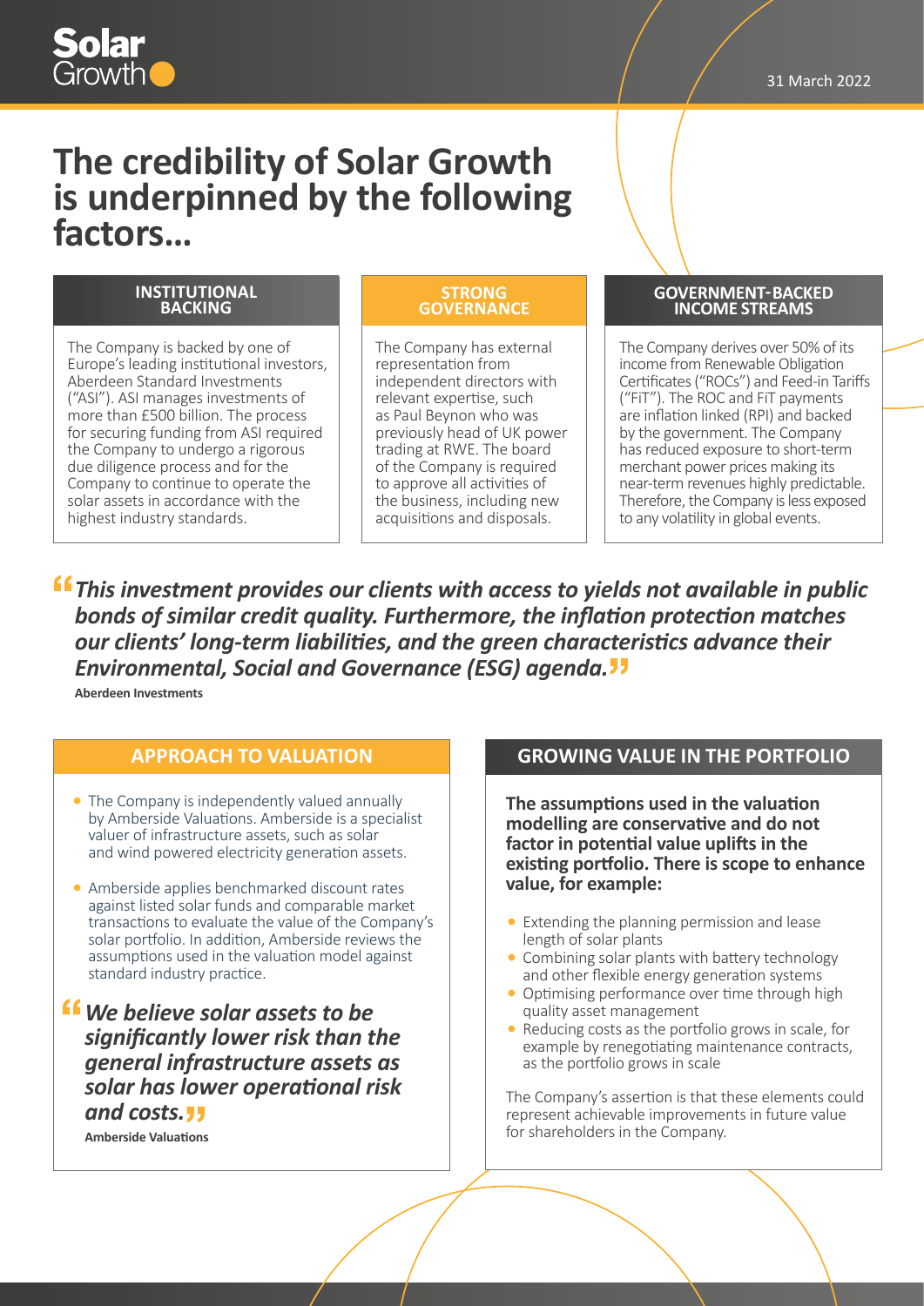# The credibility of Solar Growth is underpinned by the following factors…

### INSTITUTIONAL BACKING

The Company is backed by one of Europe's leading institutional investors, Aberdeen Standard Investments ("ASI"). ASI manages investments of more than £500 billion. The process for securing funding from ASI required the Company to undergo a rigorous due diligence process and for the Company to continue to operate the solar assets in accordance with the highest industry standards.

### STRONG GOVERNANCE

The Company has external representation from independent directors with relevant expertise, such as Paul Beynon who was previously head of UK power trading at RWE. The board of the Company is required to approve all activities of the business, including new acquisitions and disposals.

### GOVERNMENT-BACKED INCOME STREAMS

The Company derives over 50% of its income from Renewable Obligation Certificates ("ROCs") and Feed-in Tariffs ("FiT"). The ROC and FiT payments are inflation linked (RPI) and backed by the government. The Company has reduced exposure to short-term merchant power prices making its near-term revenues highly predictable. Therefore, the Company is less exposed to any volatility in global events.

> ***"This investment provides our clients with access to yields not available in public bonds of similar credit quality. Furthermore, the inflation protection matches our clients' long-term liabilities, and the green characteristics advance their Environmental, Social and Governance (ESG) agenda."***
>
> **Aberdeen Investments**

## APPROACH TO VALUATION

- The Company is independently valued annually by Amberside Valuations. Amberside is a specialist valuer of infrastructure assets, such as solar and wind powered electricity generation assets.
- Amberside applies benchmarked discount rates against listed solar funds and comparable market transactions to evaluate the value of the Company's solar portfolio. In addition, Amberside reviews the assumptions used in the valuation model against standard industry practice.

> ***"We believe solar assets to be significantly lower risk than the general infrastructure assets as solar has lower operational risk and costs."***
>
> **Amberside Valuations**

## GROWING VALUE IN THE PORTFOLIO

**The assumptions used in the valuation modelling are conservative and do not factor in potential value uplifts in the existing portfolio. There is scope to enhance value, for example:**

- Extending the planning permission and lease length of solar plants
- Combining solar plants with battery technology and other flexible energy generation systems
- Optimising performance over time through high quality asset management
- Reducing costs as the portfolio grows in scale, for example by renegotiating maintenance contracts, as the portfolio grows in scale

The Company's assertion is that these elements could represent achievable improvements in future value for shareholders in the Company.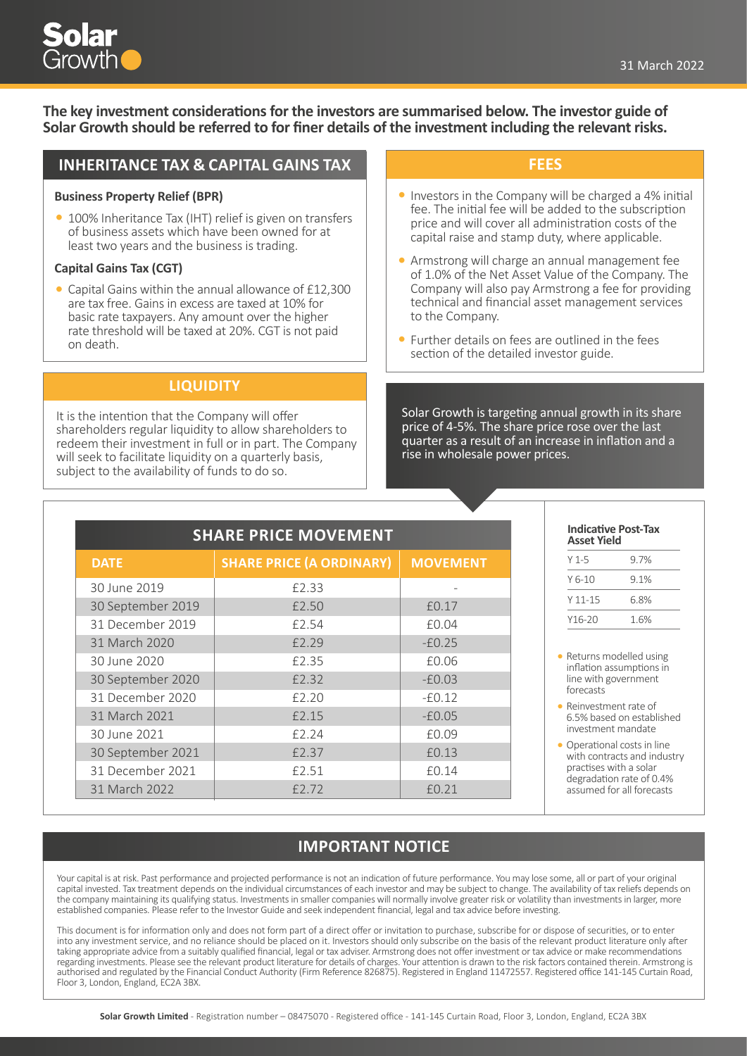Solar Growth

31 March 2022

**The key investment considerations for the investors are summarised below. The investor guide of Solar Growth should be referred to for finer details of the investment including the relevant risks.**

## INHERITANCE TAX & CAPITAL GAINS TAX

**Business Property Relief (BPR)**

- 100% Inheritance Tax (IHT) relief is given on transfers of business assets which have been owned for at least two years and the business is trading.

**Capital Gains Tax (CGT)**

- Capital Gains within the annual allowance of £12,300 are tax free. Gains in excess are taxed at 10% for basic rate taxpayers. Any amount over the higher rate threshold will be taxed at 20%. CGT is not paid on death.

## LIQUIDITY

It is the intention that the Company will offer shareholders regular liquidity to allow shareholders to redeem their investment in full or in part. The Company will seek to facilitate liquidity on a quarterly basis, subject to the availability of funds to do so.

## FEES

- Investors in the Company will be charged a 4% initial fee. The initial fee will be added to the subscription price and will cover all administration costs of the capital raise and stamp duty, where applicable.
- Armstrong will charge an annual management fee of 1.0% of the Net Asset Value of the Company. The Company will also pay Armstrong a fee for providing technical and financial asset management services to the Company.
- Further details on fees are outlined in the fees section of the detailed investor guide.

Solar Growth is targeting annual growth in its share price of 4-5%. The share price rose over the last quarter as a result of an increase in inflation and a rise in wholesale power prices.

## SHARE PRICE MOVEMENT

| DATE | SHARE PRICE (A ORDINARY) | MOVEMENT |
|---|---|---|
| 30 June 2019 | £2.33 | - |
| 30 September 2019 | £2.50 | £0.17 |
| 31 December 2019 | £2.54 | £0.04 |
| 31 March 2020 | £2.29 | -£0.25 |
| 30 June 2020 | £2.35 | £0.06 |
| 30 September 2020 | £2.32 | -£0.03 |
| 31 December 2020 | £2.20 | -£0.12 |
| 31 March 2021 | £2.15 | -£0.05 |
| 30 June 2021 | £2.24 | £0.09 |
| 30 September 2021 | £2.37 | £0.13 |
| 31 December 2021 | £2.51 | £0.14 |
| 31 March 2022 | £2.72 | £0.21 |

**Indicative Post-Tax Asset Yield**

| | |
|---|---|
| Y 1-5 | 9.7% |
| Y 6-10 | 9.1% |
| Y 11-15 | 6.8% |
| Y16-20 | 1.6% |

- Returns modelled using inflation assumptions in line with government forecasts
- Reinvestment rate of 6.5% based on established investment mandate
- Operational costs in line with contracts and industry practises with a solar degradation rate of 0.4% assumed for all forecasts

## IMPORTANT NOTICE

Your capital is at risk. Past performance and projected performance is not an indication of future performance. You may lose some, all or part of your original capital invested. Tax treatment depends on the individual circumstances of each investor and may be subject to change. The availability of tax reliefs depends on the company maintaining its qualifying status. Investments in smaller companies will normally involve greater risk or volatility than investments in larger, more established companies. Please refer to the Investor Guide and seek independent financial, legal and tax advice before investing.

This document is for information only and does not form part of a direct offer or invitation to purchase, subscribe for or dispose of securities, or to enter into any investment service, and no reliance should be placed on it. Investors should only subscribe on the basis of the relevant product literature only after taking appropriate advice from a suitably qualified financial, legal or tax adviser. Armstrong does not offer investment or tax advice or make recommendations regarding investments. Please see the relevant product literature for details of charges. Your attention is drawn to the risk factors contained therein. Armstrong is authorised and regulated by the Financial Conduct Authority (Firm Reference 826875). Registered in England 11472557. Registered office 141-145 Curtain Road, Floor 3, London, England, EC2A 3BX.

**Solar Growth Limited** - Registration number – 08475070 - Registered office - 141-145 Curtain Road, Floor 3, London, England, EC2A 3BX